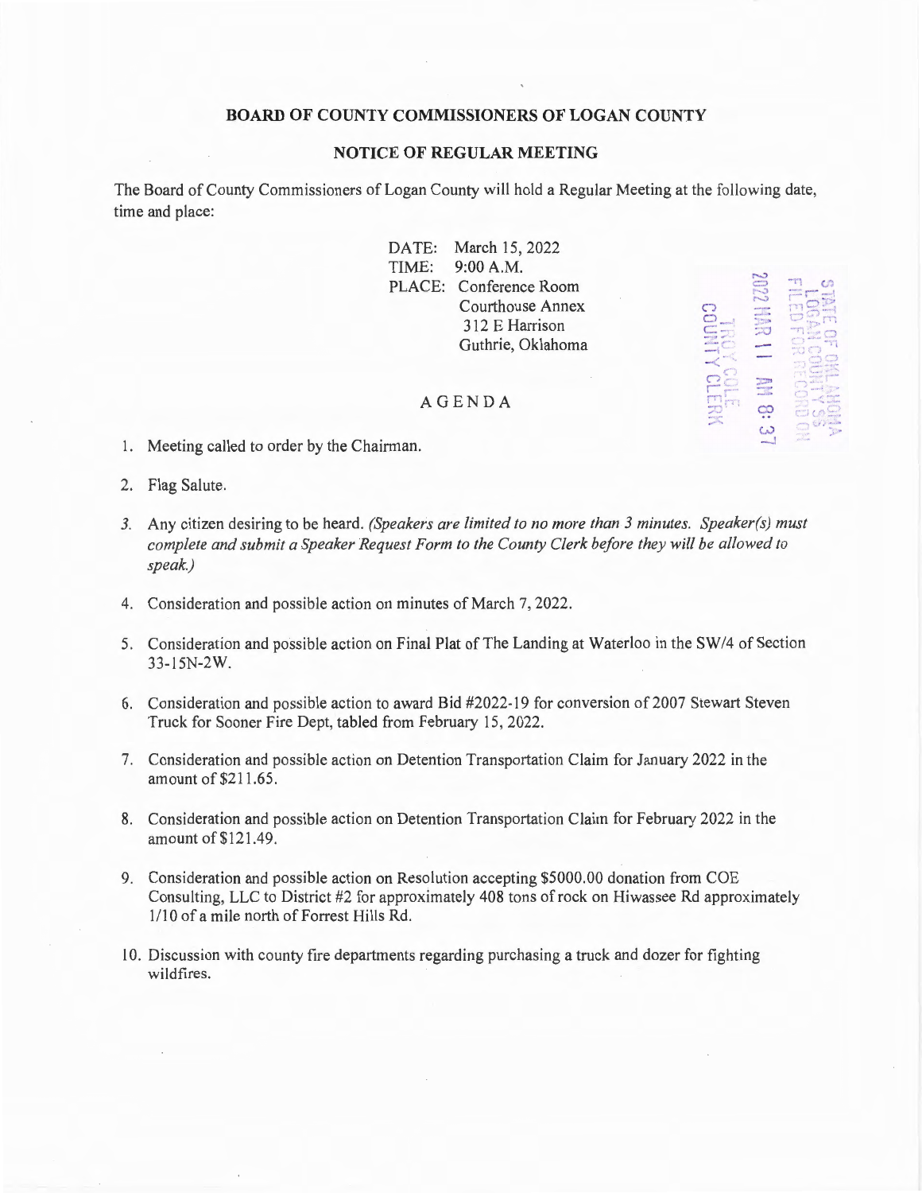**BOARD OF COUNTY COMMISSIONERS OF LOGAN COUNTY**

**NOTICE OF REGULAR MEETING**

The Board of County Commissioners of Logan County will hold a Regular Meeting at the following date, time and place:

DATE: March 15, 2022
TIME: 9:00 A.M.
PLACE: Conference Room
Courthouse Annex
312 E Harrison
Guthrie, Oklahoma

STATE OF OKLAHOMA
LOGAN COUNTY SS
FILED FOR RECORD ON
2022 MAR 11 AM 8:37
TROY COLE
COUNTY CLERK

AGENDA

1. Meeting called to order by the Chairman.
2. Flag Salute.
3. Any citizen desiring to be heard. *(Speakers are limited to no more than 3 minutes. Speaker(s) must complete and submit a Speaker Request Form to the County Clerk before they will be allowed to speak.)*
4. Consideration and possible action on minutes of March 7, 2022.
5. Consideration and possible action on Final Plat of The Landing at Waterloo in the SW/4 of Section 33-15N-2W.
6. Consideration and possible action to award Bid #2022-19 for conversion of 2007 Stewart Steven Truck for Sooner Fire Dept, tabled from February 15, 2022.
7. Consideration and possible action on Detention Transportation Claim for January 2022 in the amount of $211.65.
8. Consideration and possible action on Detention Transportation Claim for February 2022 in the amount of $121.49.
9. Consideration and possible action on Resolution accepting $5000.00 donation from COE Consulting, LLC to District #2 for approximately 408 tons of rock on Hiwassee Rd approximately 1/10 of a mile north of Forrest Hills Rd.
10. Discussion with county fire departments regarding purchasing a truck and dozer for fighting wildfires.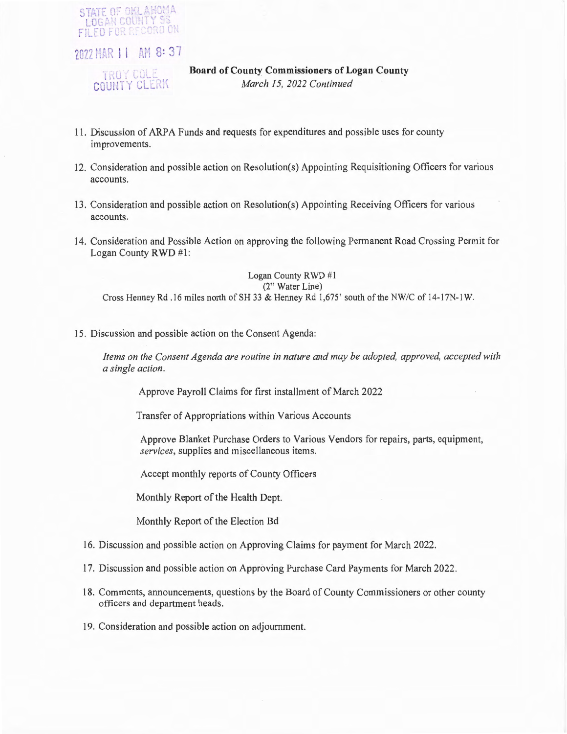STATE OF OKLAHOMA
LOGAN COUNTY SS
FILED FOR RECORD ON

2022 MAR 11 AM 8:37

TROY COLE
COUNTY CLERK

**Board of County Commissioners of Logan County**
*March 15, 2022 Continued*

11. Discussion of ARPA Funds and requests for expenditures and possible uses for county improvements.

12. Consideration and possible action on Resolution(s) Appointing Requisitioning Officers for various accounts.

13. Consideration and possible action on Resolution(s) Appointing Receiving Officers for various accounts.

14. Consideration and Possible Action on approving the following Permanent Road Crossing Permit for Logan County RWD #1:

    Logan County RWD #1
    (2" Water Line)
    Cross Henney Rd .16 miles north of SH 33 & Henney Rd 1,675' south of the NW/C of 14-17N-1W.

15. Discussion and possible action on the Consent Agenda:

    *Items on the Consent Agenda are routine in nature and may be adopted, approved, accepted with a single action.*

    Approve Payroll Claims for first installment of March 2022

    Transfer of Appropriations within Various Accounts

    Approve Blanket Purchase Orders to Various Vendors for repairs, parts, equipment, *services*, supplies and miscellaneous items.

    Accept monthly reports of County Officers

    Monthly Report of the Health Dept.

    Monthly Report of the Election Bd

16. Discussion and possible action on Approving Claims for payment for March 2022.

17. Discussion and possible action on Approving Purchase Card Payments for March 2022.

18. Comments, announcements, questions by the Board of County Commissioners or other county officers and department heads.

19. Consideration and possible action on adjournment.